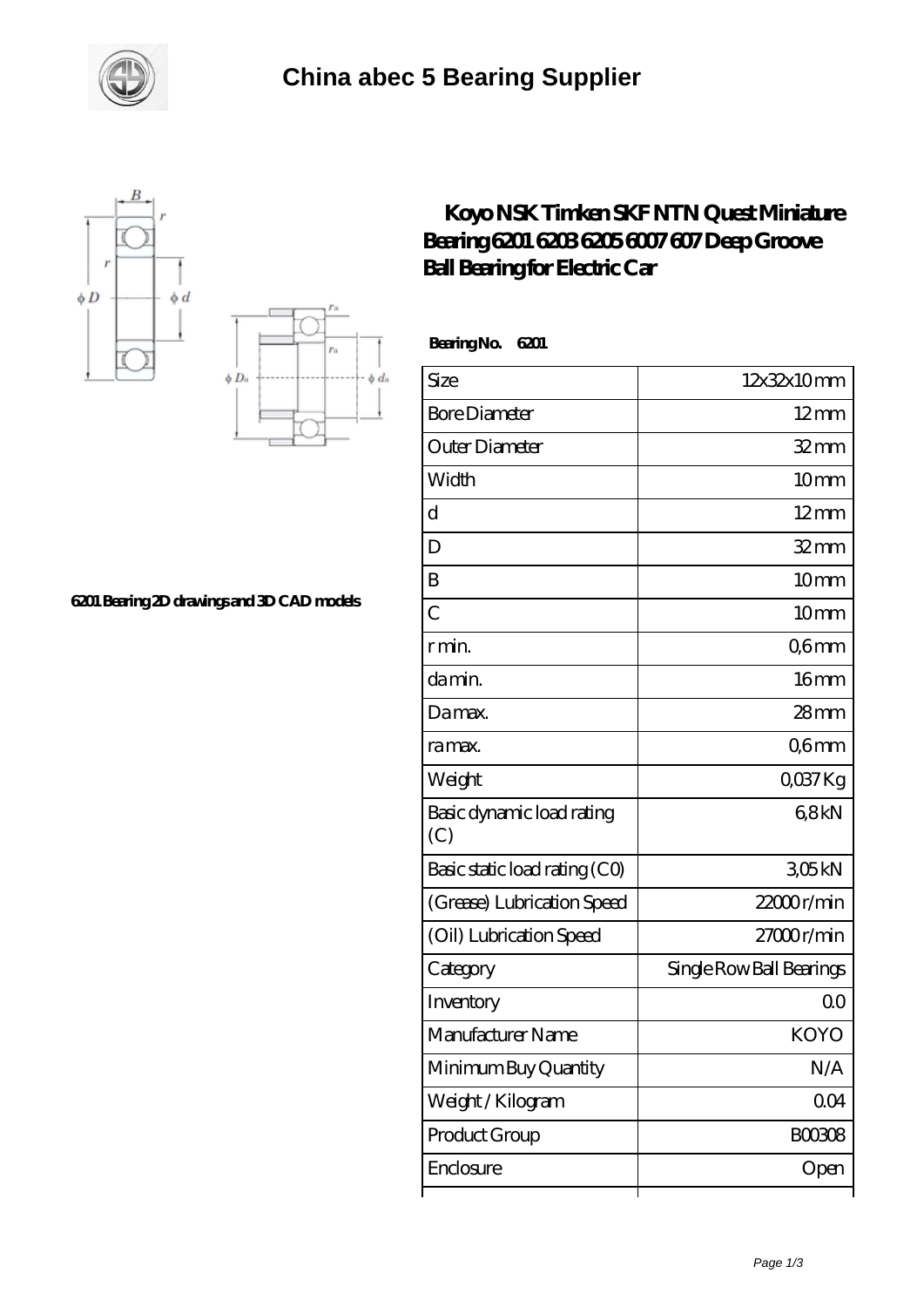# China abec 5 Bearing Supplier

## Koyo NSK Timken SKF NTN Quest Miniature Bearing 6201 6203 6205 6007 607 Deep Groove Ball Bearing for Electric Car

6201 Bearing 2D drawings and 3D CAD models

**Bearing No. 6201**

| | |
|---|---|
| Size | 12x32x10 mm |
| Bore Diameter | 12 mm |
| Outer Diameter | 32 mm |
| Width | 10 mm |
| d | 12 mm |
| D | 32 mm |
| B | 10 mm |
| C | 10 mm |
| r min. | 0,6 mm |
| da min. | 16 mm |
| Da max. | 28 mm |
| ra max. | 0,6 mm |
| Weight | 0,037 Kg |
| Basic dynamic load rating (C) | 6,8 kN |
| Basic static load rating (C0) | 3,05 kN |
| (Grease) Lubrication Speed | 22000 r/min |
| (Oil) Lubrication Speed | 27000 r/min |
| Category | Single Row Ball Bearings |
| Inventory | 0.0 |
| Manufacturer Name | KOYO |
| Minimum Buy Quantity | N/A |
| Weight / Kilogram | 0.04 |
| Product Group | B00308 |
| Enclosure | Open |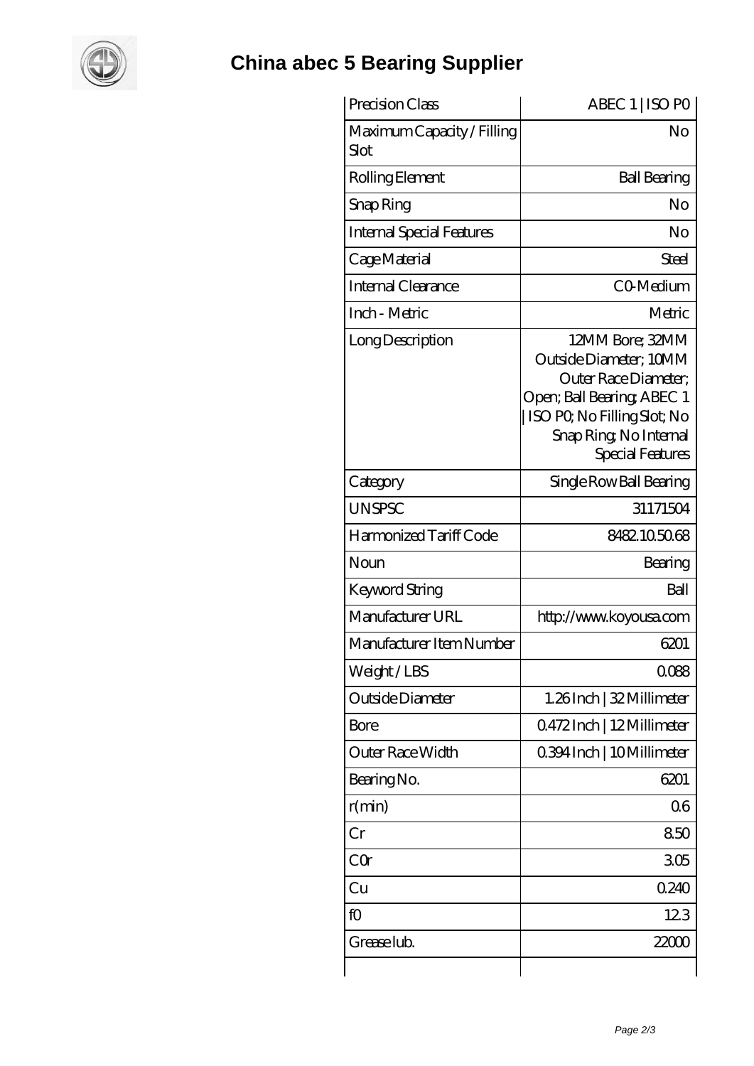# China abec 5 Bearing Supplier

| | |
|---|---|
| Precision Class | ABEC 1 \| ISO P0 |
| Maximum Capacity / Filling Slot | No |
| Rolling Element | Ball Bearing |
| Snap Ring | No |
| Internal Special Features | No |
| Cage Material | Steel |
| Internal Clearance | C0-Medium |
| Inch - Metric | Metric |
| Long Description | 12MM Bore; 32MM Outside Diameter; 10MM Outer Race Diameter; Open; Ball Bearing; ABEC 1 \| ISO P0; No Filling Slot; No Snap Ring; No Internal Special Features |
| Category | Single Row Ball Bearing |
| UNSPSC | 31171504 |
| Harmonized Tariff Code | 8482.10.50.68 |
| Noun | Bearing |
| Keyword String | Ball |
| Manufacturer URL | http://www.koyousa.com |
| Manufacturer Item Number | 6201 |
| Weight / LBS | 0.088 |
| Outside Diameter | 1.26 Inch \| 32 Millimeter |
| Bore | 0.472 Inch \| 12 Millimeter |
| Outer Race Width | 0.394 Inch \| 10 Millimeter |
| Bearing No. | 6201 |
| r(min) | 0.6 |
| Cr | 8.50 |
| C0r | 3.05 |
| Cu | 0.240 |
| f0 | 12.3 |
| Grease lub. | 22000 |
| | |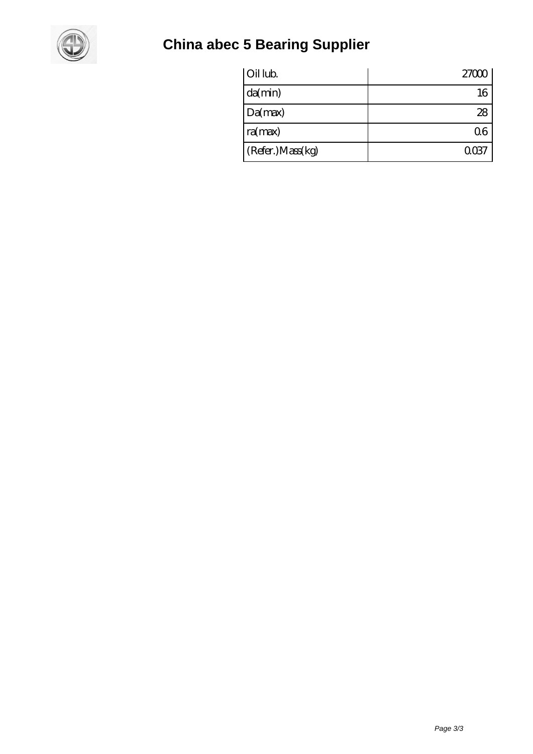# China abec 5 Bearing Supplier

| | |
|---|---|
| Oil lub. | 27000 |
| da(min) | 16 |
| Da(max) | 28 |
| ra(max) | 0.6 |
| (Refer.)Mass(kg) | 0.037 |